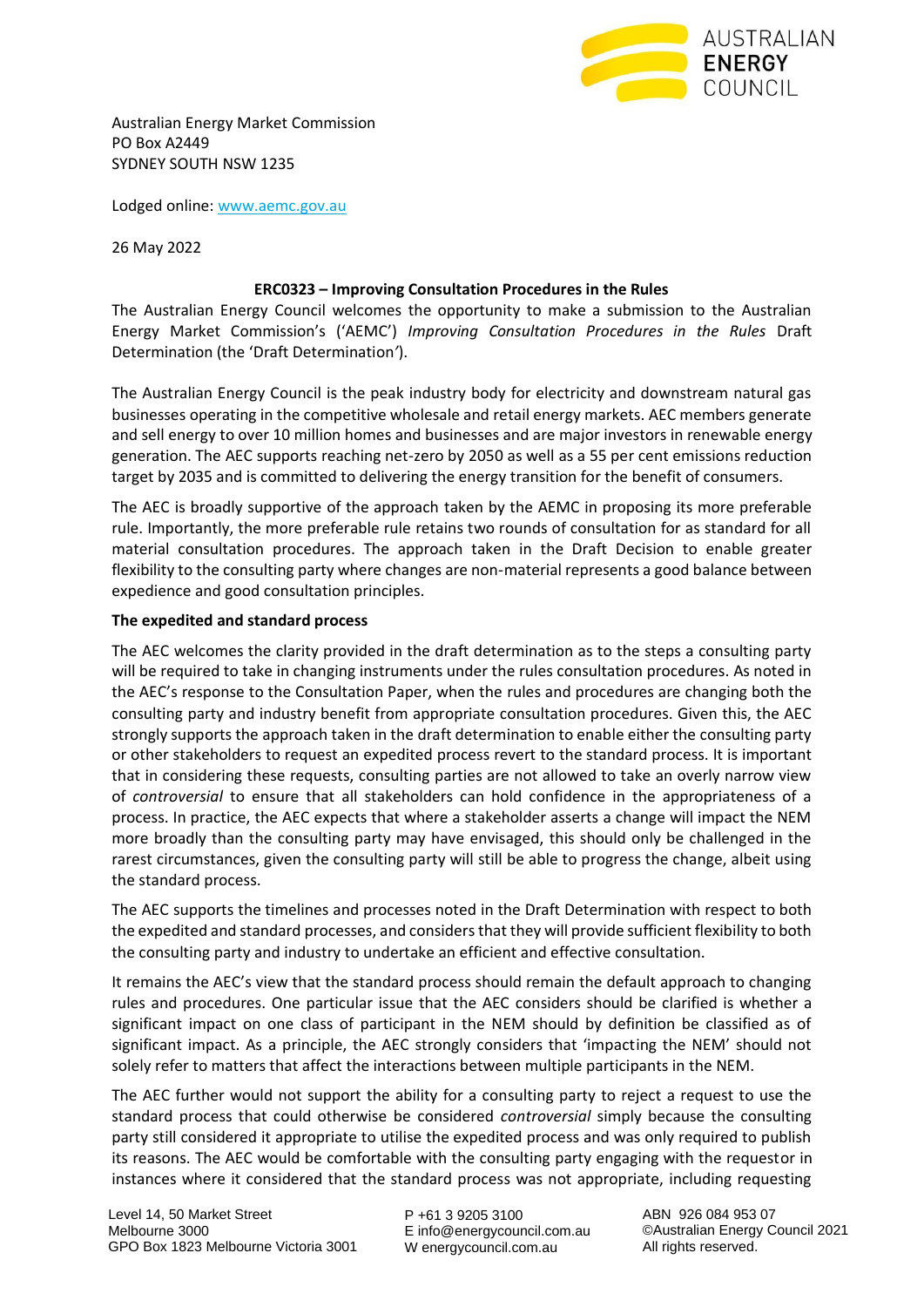Australian Energy Market Commission
PO Box A2449
SYDNEY SOUTH NSW 1235

Lodged online: [www.aemc.gov.au](www.aemc.gov.au)

26 May 2022

**ERC0323 – Improving Consultation Procedures in the Rules**

The Australian Energy Council welcomes the opportunity to make a submission to the Australian Energy Market Commission's ('AEMC') *Improving Consultation Procedures in the Rules* Draft Determination (the 'Draft Determination').

The Australian Energy Council is the peak industry body for electricity and downstream natural gas businesses operating in the competitive wholesale and retail energy markets. AEC members generate and sell energy to over 10 million homes and businesses and are major investors in renewable energy generation. The AEC supports reaching net-zero by 2050 as well as a 55 per cent emissions reduction target by 2035 and is committed to delivering the energy transition for the benefit of consumers.

The AEC is broadly supportive of the approach taken by the AEMC in proposing its more preferable rule. Importantly, the more preferable rule retains two rounds of consultation for as standard for all material consultation procedures. The approach taken in the Draft Decision to enable greater flexibility to the consulting party where changes are non-material represents a good balance between expedience and good consultation principles.

**The expedited and standard process**

The AEC welcomes the clarity provided in the draft determination as to the steps a consulting party will be required to take in changing instruments under the rules consultation procedures. As noted in the AEC's response to the Consultation Paper, when the rules and procedures are changing both the consulting party and industry benefit from appropriate consultation procedures. Given this, the AEC strongly supports the approach taken in the draft determination to enable either the consulting party or other stakeholders to request an expedited process revert to the standard process. It is important that in considering these requests, consulting parties are not allowed to take an overly narrow view of *controversial* to ensure that all stakeholders can hold confidence in the appropriateness of a process. In practice, the AEC expects that where a stakeholder asserts a change will impact the NEM more broadly than the consulting party may have envisaged, this should only be challenged in the rarest circumstances, given the consulting party will still be able to progress the change, albeit using the standard process.

The AEC supports the timelines and processes noted in the Draft Determination with respect to both the expedited and standard processes, and considers that they will provide sufficient flexibility to both the consulting party and industry to undertake an efficient and effective consultation.

It remains the AEC's view that the standard process should remain the default approach to changing rules and procedures. One particular issue that the AEC considers should be clarified is whether a significant impact on one class of participant in the NEM should by definition be classified as of significant impact. As a principle, the AEC strongly considers that 'impacting the NEM' should not solely refer to matters that affect the interactions between multiple participants in the NEM.

The AEC further would not support the ability for a consulting party to reject a request to use the standard process that could otherwise be considered *controversial* simply because the consulting party still considered it appropriate to utilise the expedited process and was only required to publish its reasons. The AEC would be comfortable with the consulting party engaging with the requestor in instances where it considered that the standard process was not appropriate, including requesting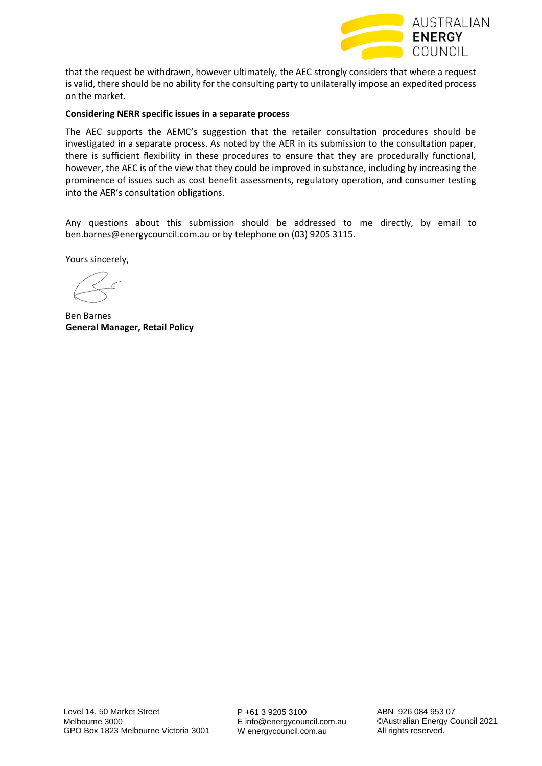that the request be withdrawn, however ultimately, the AEC strongly considers that where a request is valid, there should be no ability for the consulting party to unilaterally impose an expedited process on the market.

**Considering NERR specific issues in a separate process**

The AEC supports the AEMC's suggestion that the retailer consultation procedures should be investigated in a separate process. As noted by the AER in its submission to the consultation paper, there is sufficient flexibility in these procedures to ensure that they are procedurally functional, however, the AEC is of the view that they could be improved in substance, including by increasing the prominence of issues such as cost benefit assessments, regulatory operation, and consumer testing into the AER's consultation obligations.

Any questions about this submission should be addressed to me directly, by email to ben.barnes@energycouncil.com.au or by telephone on (03) 9205 3115.

Yours sincerely,

Ben Barnes
**General Manager, Retail Policy**